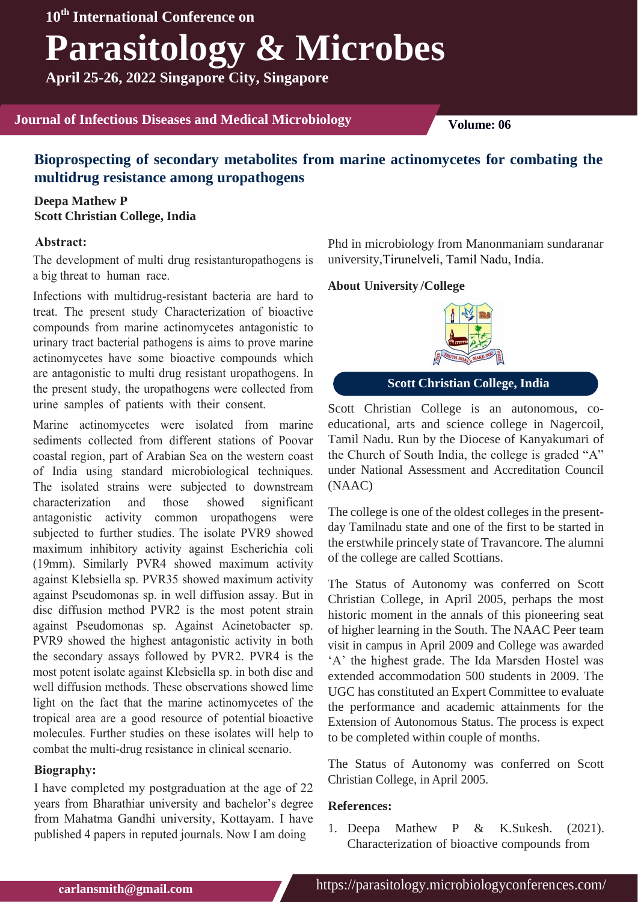# Bioprospecting of secondary metabolites from marine actinomycetes for combating the multidrug resistance among uropathogens

**Deepa Mathew P**
**Scott Christian College, India**

## Abstract:

The development of multi drug resistanturopathogens is a big threat to human race.

Infections with multidrug-resistant bacteria are hard to treat. The present study Characterization of bioactive compounds from marine actinomycetes antagonistic to urinary tract bacterial pathogens is aims to prove marine actinomycetes have some bioactive compounds which are antagonistic to multi drug resistant uropathogens. In the present study, the uropathogens were collected from urine samples of patients with their consent.

Marine actinomycetes were isolated from marine sediments collected from different stations of Poovar coastal region, part of Arabian Sea on the western coast of India using standard microbiological techniques. The isolated strains were subjected to downstream characterization and those showed significant antagonistic activity common uropathogens were subjected to further studies. The isolate PVR9 showed maximum inhibitory activity against Escherichia coli (19mm). Similarly PVR4 showed maximum activity against Klebsiella sp. PVR35 showed maximum activity against Pseudomonas sp. in well diffusion assay. But in disc diffusion method PVR2 is the most potent strain against Pseudomonas sp. Against Acinetobacter sp. PVR9 showed the highest antagonistic activity in both the secondary assays followed by PVR2. PVR4 is the most potent isolate against Klebsiella sp. in both disc and well diffusion methods. These observations showed lime light on the fact that the marine actinomycetes of the tropical area are a good resource of potential bioactive molecules. Further studies on these isolates will help to combat the multi-drug resistance in clinical scenario.

## Biography:

I have completed my postgraduation at the age of 22 years from Bharathiar university and bachelor's degree from Mahatma Gandhi university, Kottayam. I have published 4 papers in reputed journals. Now I am doing Phd in microbiology from Manonmaniam sundaranar university,Tirunelveli, Tamil Nadu, India.

## About University /College

**Scott Christian College, India**

Scott Christian College is an autonomous, co-educational, arts and science college in Nagercoil, Tamil Nadu. Run by the Diocese of Kanyakumari of the Church of South India, the college is graded "A" under National Assessment and Accreditation Council (NAAC)

The college is one of the oldest colleges in the present-day Tamilnadu state and one of the first to be started in the erstwhile princely state of Travancore. The alumni of the college are called Scottians.

The Status of Autonomy was conferred on Scott Christian College, in April 2005, perhaps the most historic moment in the annals of this pioneering seat of higher learning in the South. The NAAC Peer team visit in campus in April 2009 and College was awarded 'A' the highest grade. The Ida Marsden Hostel was extended accommodation 500 students in 2009. The UGC has constituted an Expert Committee to evaluate the performance and academic attainments for the Extension of Autonomous Status. The process is expect to be completed within couple of months.

The Status of Autonomy was conferred on Scott Christian College, in April 2005.

## References:

1. Deepa Mathew P & K.Sukesh. (2021). Characterization of bioactive compounds from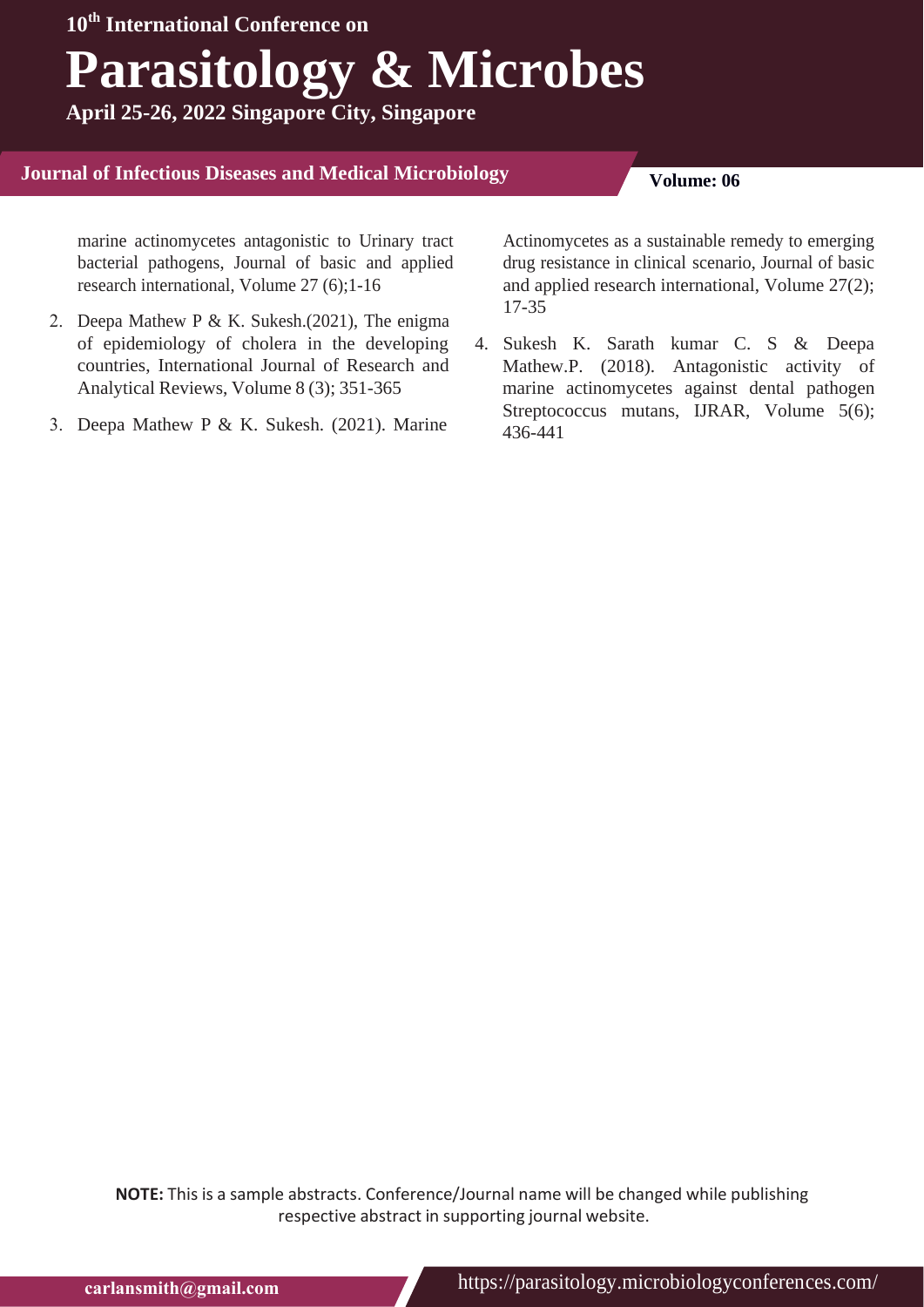marine actinomycetes antagonistic to Urinary tract bacterial pathogens, Journal of basic and applied research international, Volume 27 (6);1-16

2. Deepa Mathew P & K. Sukesh.(2021), The enigma of epidemiology of cholera in the developing countries, International Journal of Research and Analytical Reviews, Volume 8 (3); 351-365
3. Deepa Mathew P & K. Sukesh. (2021). Marine Actinomycetes as a sustainable remedy to emerging drug resistance in clinical scenario, Journal of basic and applied research international, Volume 27(2); 17-35
4. Sukesh K. Sarath kumar C. S & Deepa Mathew.P. (2018). Antagonistic activity of marine actinomycetes against dental pathogen Streptococcus mutans, IJRAR, Volume 5(6); 436-441

**NOTE:** This is a sample abstracts. Conference/Journal name will be changed while publishing respective abstract in supporting journal website.